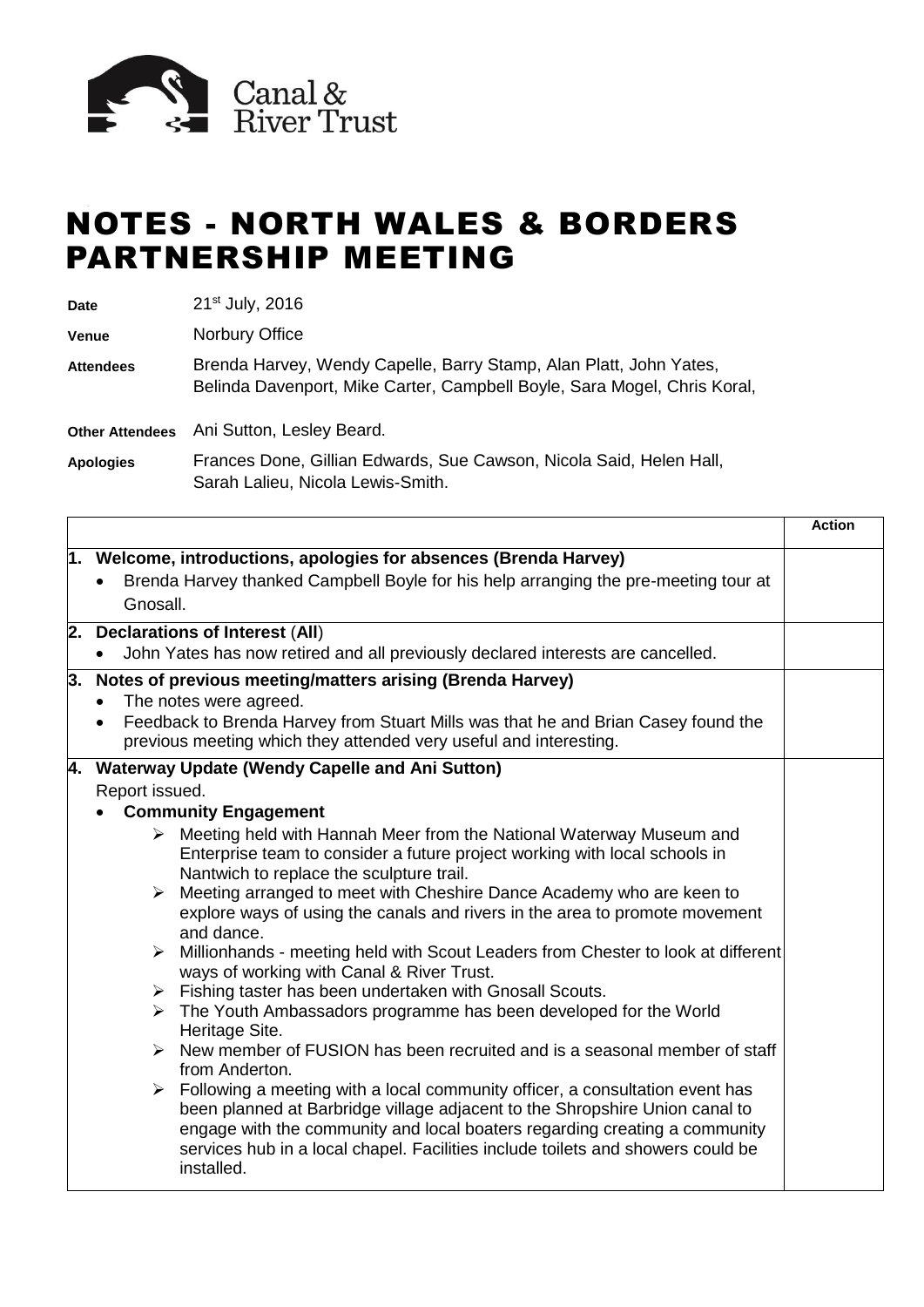Canal & River Trust

# NOTES - NORTH WALES & BORDERS PARTNERSHIP MEETING

**Date** 21st July, 2016

**Venue** Norbury Office

**Attendees** Brenda Harvey, Wendy Capelle, Barry Stamp, Alan Platt, John Yates, Belinda Davenport, Mike Carter, Campbell Boyle, Sara Mogel, Chris Koral,

**Other Attendees** Ani Sutton, Lesley Beard.

**Apologies** Frances Done, Gillian Edwards, Sue Cawson, Nicola Said, Helen Hall, Sarah Lalieu, Nicola Lewis-Smith.

| | Action |
|---|---|
| **1. Welcome, introductions, apologies for absences (Brenda Harvey)**<br>• Brenda Harvey thanked Campbell Boyle for his help arranging the pre-meeting tour at Gnosall. | |
| **2. Declarations of Interest (All)**<br>• John Yates has now retired and all previously declared interests are cancelled. | |
| **3. Notes of previous meeting/matters arising (Brenda Harvey)**<br>• The notes were agreed.<br>• Feedback to Brenda Harvey from Stuart Mills was that he and Brian Casey found the previous meeting which they attended very useful and interesting. | |
| **4. Waterway Update (Wendy Capelle and Ani Sutton)**<br>Report issued.<br>• **Community Engagement**<br>➢ Meeting held with Hannah Meer from the National Waterway Museum and Enterprise team to consider a future project working with local schools in Nantwich to replace the sculpture trail.<br>➢ Meeting arranged to meet with Cheshire Dance Academy who are keen to explore ways of using the canals and rivers in the area to promote movement and dance.<br>➢ Millionhands - meeting held with Scout Leaders from Chester to look at different ways of working with Canal & River Trust.<br>➢ Fishing taster has been undertaken with Gnosall Scouts.<br>➢ The Youth Ambassadors programme has been developed for the World Heritage Site.<br>➢ New member of FUSION has been recruited and is a seasonal member of staff from Anderton.<br>➢ Following a meeting with a local community officer, a consultation event has been planned at Barbridge village adjacent to the Shropshire Union canal to engage with the community and local boaters regarding creating a community services hub in a local chapel. Facilities include toilets and showers could be installed. | |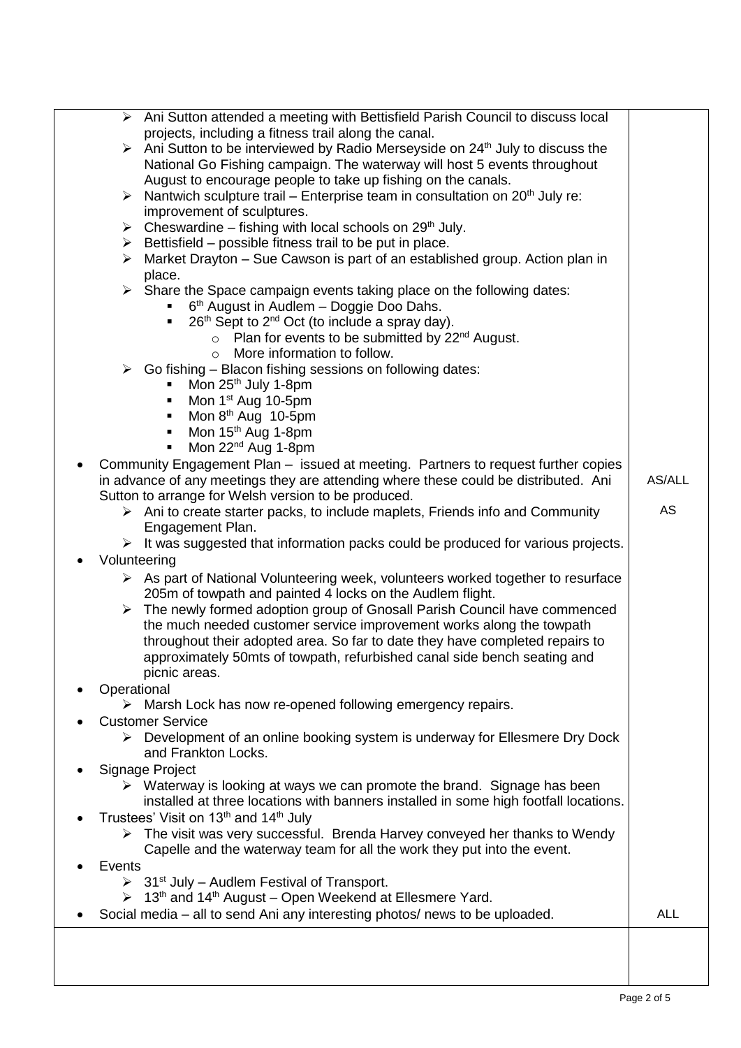| | |
|---|---|
| - Ani Sutton attended a meeting with Bettisfield Parish Council to discuss local projects, including a fitness trail along the canal.<br>- Ani Sutton to be interviewed by Radio Merseyside on 24th July to discuss the National Go Fishing campaign. The waterway will host 5 events throughout August to encourage people to take up fishing on the canals.<br>- Nantwich sculpture trail – Enterprise team in consultation on 20th July re: improvement of sculptures.<br>- Cheswardine – fishing with local schools on 29th July.<br>- Bettisfield – possible fitness trail to be put in place.<br>- Market Drayton – Sue Cawson is part of an established group. Action plan in place.<br>- Share the Space campaign events taking place on the following dates:<br>&nbsp;&nbsp;- 6th August in Audlem – Doggie Doo Dahs.<br>&nbsp;&nbsp;- 26th Sept to 2nd Oct (to include a spray day).<br>&nbsp;&nbsp;&nbsp;&nbsp;- Plan for events to be submitted by 22nd August.<br>&nbsp;&nbsp;&nbsp;&nbsp;- More information to follow.<br>- Go fishing – Blacon fishing sessions on following dates:<br>&nbsp;&nbsp;- Mon 25th July 1-8pm<br>&nbsp;&nbsp;- Mon 1st Aug 10-5pm<br>&nbsp;&nbsp;- Mon 8th Aug 10-5pm<br>&nbsp;&nbsp;- Mon 15th Aug 1-8pm<br>&nbsp;&nbsp;- Mon 22nd Aug 1-8pm | |
| - Community Engagement Plan – issued at meeting. Partners to request further copies in advance of any meetings they are attending where these could be distributed. Ani Sutton to arrange for Welsh version to be produced. | AS/ALL |
| &nbsp;&nbsp;- Ani to create starter packs, to include maplets, Friends info and Community Engagement Plan.<br>&nbsp;&nbsp;- It was suggested that information packs could be produced for various projects. | AS |
| - Volunteering<br>&nbsp;&nbsp;- As part of National Volunteering week, volunteers worked together to resurface 205m of towpath and painted 4 locks on the Audlem flight.<br>&nbsp;&nbsp;- The newly formed adoption group of Gnosall Parish Council have commenced the much needed customer service improvement works along the towpath throughout their adopted area. So far to date they have completed repairs to approximately 50mts of towpath, refurbished canal side bench seating and picnic areas.<br>- Operational<br>&nbsp;&nbsp;- Marsh Lock has now re-opened following emergency repairs.<br>- Customer Service<br>&nbsp;&nbsp;- Development of an online booking system is underway for Ellesmere Dry Dock and Frankton Locks.<br>- Signage Project<br>&nbsp;&nbsp;- Waterway is looking at ways we can promote the brand. Signage has been installed at three locations with banners installed in some high footfall locations.<br>- Trustees' Visit on 13th and 14th July<br>&nbsp;&nbsp;- The visit was very successful. Brenda Harvey conveyed her thanks to Wendy Capelle and the waterway team for all the work they put into the event.<br>- Events<br>&nbsp;&nbsp;- 31st July – Audlem Festival of Transport.<br>&nbsp;&nbsp;- 13th and 14th August – Open Weekend at Ellesmere Yard. | |
| - Social media – all to send Ani any interesting photos/ news to be uploaded. | ALL |
| | |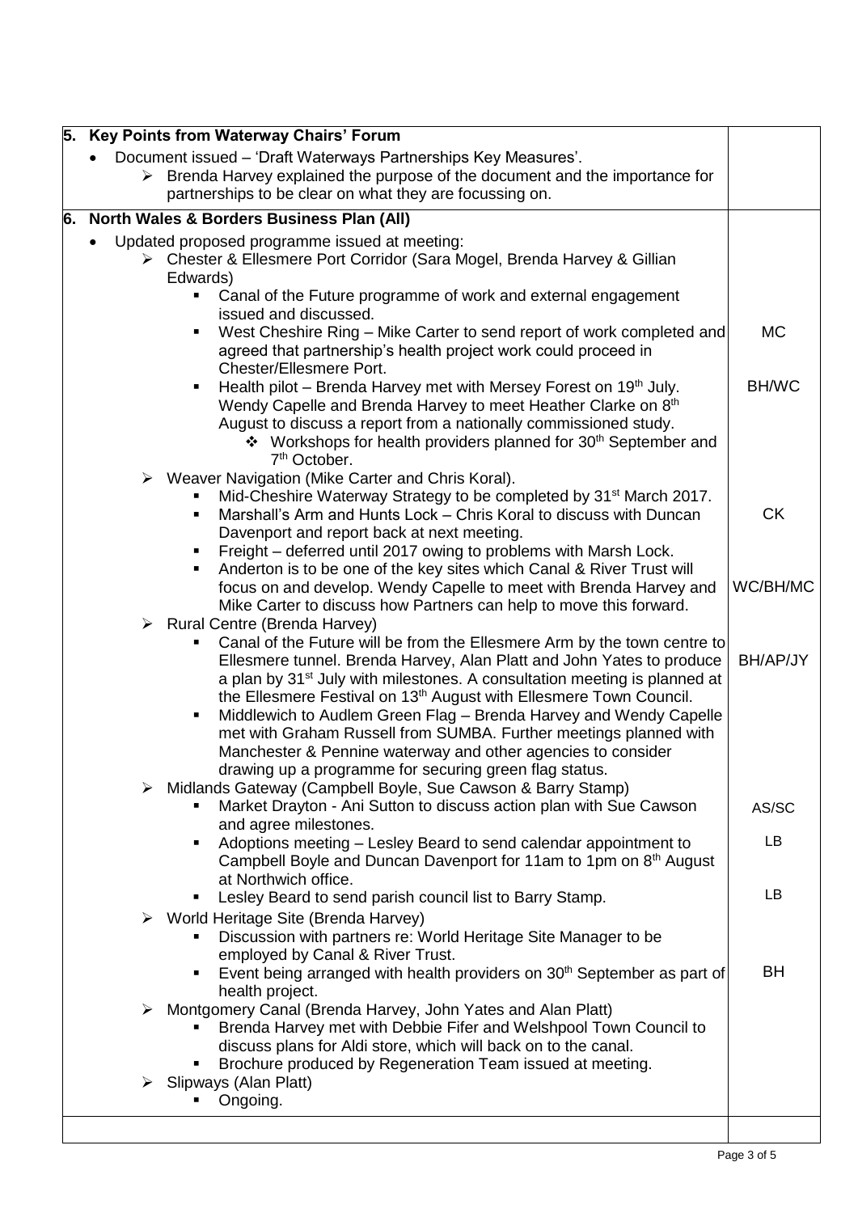| | |
|---|---|
| **5. Key Points from Waterway Chairs' Forum** | |
| • Document issued – 'Draft Waterways Partnerships Key Measures'.<br>➢ Brenda Harvey explained the purpose of the document and the importance for partnerships to be clear on what they are focussing on. | |
| **6. North Wales & Borders Business Plan (All)** | |
| • Updated proposed programme issued at meeting:<br>➢ Chester & Ellesmere Port Corridor (Sara Mogel, Brenda Harvey & Gillian Edwards)<br>▪ Canal of the Future programme of work and external engagement issued and discussed. | |
| ▪ West Cheshire Ring – Mike Carter to send report of work completed and agreed that partnership's health project work could proceed in Chester/Ellesmere Port. | MC |
| ▪ Health pilot – Brenda Harvey met with Mersey Forest on 19th July. Wendy Capelle and Brenda Harvey to meet Heather Clarke on 8th August to discuss a report from a nationally commissioned study.<br>❖ Workshops for health providers planned for 30th September and 7th October. | BH/WC |
| ➢ Weaver Navigation (Mike Carter and Chris Koral).<br>▪ Mid-Cheshire Waterway Strategy to be completed by 31st March 2017. | |
| ▪ Marshall's Arm and Hunts Lock – Chris Koral to discuss with Duncan Davenport and report back at next meeting. | CK |
| ▪ Freight – deferred until 2017 owing to problems with Marsh Lock. | |
| ▪ Anderton is to be one of the key sites which Canal & River Trust will focus on and develop. Wendy Capelle to meet with Brenda Harvey and Mike Carter to discuss how Partners can help to move this forward. | WC/BH/MC |
| ➢ Rural Centre (Brenda Harvey)<br>▪ Canal of the Future will be from the Ellesmere Arm by the town centre to Ellesmere tunnel. Brenda Harvey, Alan Platt and John Yates to produce a plan by 31st July with milestones. A consultation meeting is planned at the Ellesmere Festival on 13th August with Ellesmere Town Council. | BH/AP/JY |
| ▪ Middlewich to Audlem Green Flag – Brenda Harvey and Wendy Capelle met with Graham Russell from SUMBA. Further meetings planned with Manchester & Pennine waterway and other agencies to consider drawing up a programme for securing green flag status. | |
| ➢ Midlands Gateway (Campbell Boyle, Sue Cawson & Barry Stamp)<br>▪ Market Drayton - Ani Sutton to discuss action plan with Sue Cawson and agree milestones. | AS/SC |
| ▪ Adoptions meeting – Lesley Beard to send calendar appointment to Campbell Boyle and Duncan Davenport for 11am to 1pm on 8th August at Northwich office. | LB |
| ▪ Lesley Beard to send parish council list to Barry Stamp. | LB |
| ➢ World Heritage Site (Brenda Harvey)<br>▪ Discussion with partners re: World Heritage Site Manager to be employed by Canal & River Trust. | |
| ▪ Event being arranged with health providers on 30th September as part of health project. | BH |
| ➢ Montgomery Canal (Brenda Harvey, John Yates and Alan Platt)<br>▪ Brenda Harvey met with Debbie Fifer and Welshpool Town Council to discuss plans for Aldi store, which will back on to the canal.<br>▪ Brochure produced by Regeneration Team issued at meeting. | |
| ➢ Slipways (Alan Platt)<br>▪ Ongoing. | |
| | |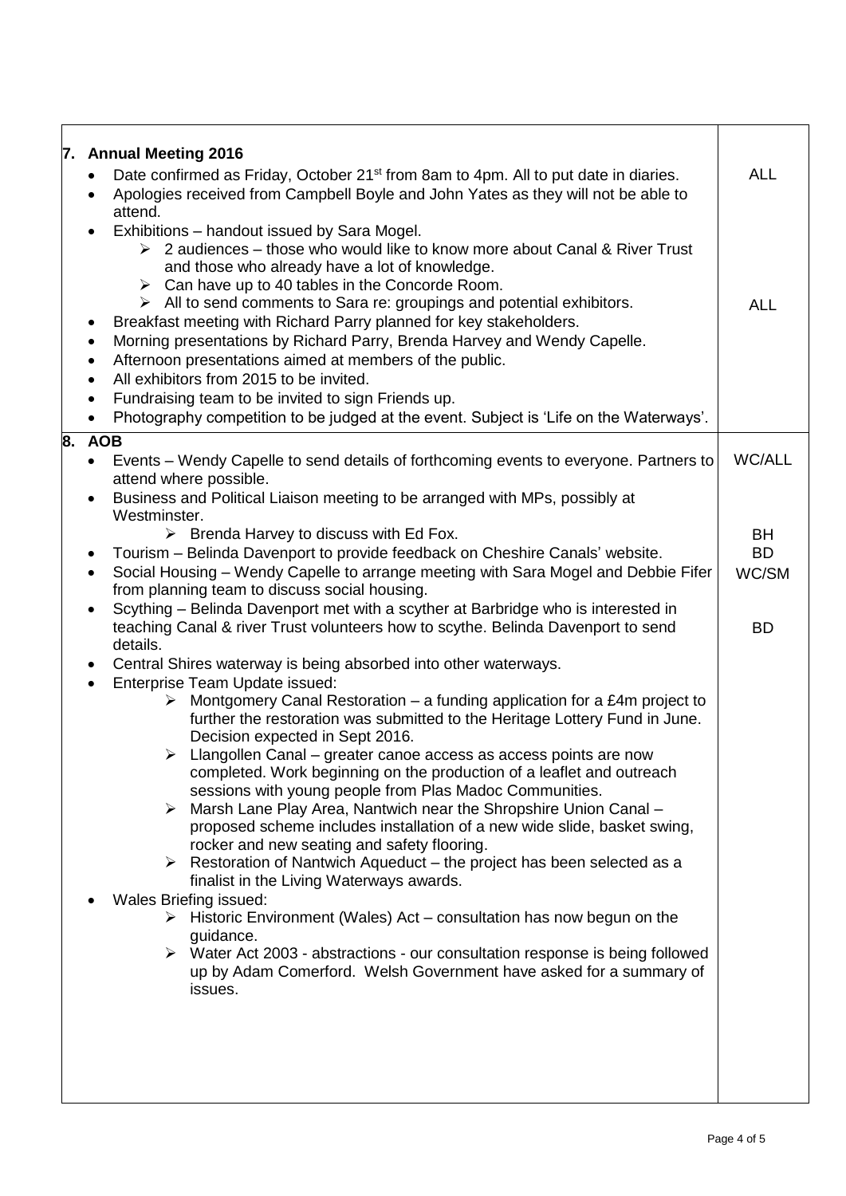| | |
|---|---|
| **7. Annual Meeting 2016** | |
| • Date confirmed as Friday, October 21st from 8am to 4pm. All to put date in diaries. | ALL |
| • Apologies received from Campbell Boyle and John Yates as they will not be able to attend. | |
| • Exhibitions – handout issued by Sara Mogel.<br>➢ 2 audiences – those who would like to know more about Canal & River Trust and those who already have a lot of knowledge.<br>➢ Can have up to 40 tables in the Concorde Room.<br>➢ All to send comments to Sara re: groupings and potential exhibitors. | ALL |
| • Breakfast meeting with Richard Parry planned for key stakeholders.<br>• Morning presentations by Richard Parry, Brenda Harvey and Wendy Capelle.<br>• Afternoon presentations aimed at members of the public.<br>• All exhibitors from 2015 to be invited.<br>• Fundraising team to be invited to sign Friends up.<br>• Photography competition to be judged at the event. Subject is 'Life on the Waterways'. | |
| **8. AOB** | |
| • Events – Wendy Capelle to send details of forthcoming events to everyone. Partners to attend where possible. | WC/ALL |
| • Business and Political Liaison meeting to be arranged with MPs, possibly at Westminster.<br>➢ Brenda Harvey to discuss with Ed Fox. | BH |
| • Tourism – Belinda Davenport to provide feedback on Cheshire Canals' website. | BD |
| • Social Housing – Wendy Capelle to arrange meeting with Sara Mogel and Debbie Fifer from planning team to discuss social housing. | WC/SM |
| • Scything – Belinda Davenport met with a scyther at Barbridge who is interested in teaching Canal & river Trust volunteers how to scythe. Belinda Davenport to send details. | BD |
| • Central Shires waterway is being absorbed into other waterways.<br>• Enterprise Team Update issued:<br>➢ Montgomery Canal Restoration – a funding application for a £4m project to further the restoration was submitted to the Heritage Lottery Fund in June. Decision expected in Sept 2016.<br>➢ Llangollen Canal – greater canoe access as access points are now completed. Work beginning on the production of a leaflet and outreach sessions with young people from Plas Madoc Communities.<br>➢ Marsh Lane Play Area, Nantwich near the Shropshire Union Canal – proposed scheme includes installation of a new wide slide, basket swing, rocker and new seating and safety flooring.<br>➢ Restoration of Nantwich Aqueduct – the project has been selected as a finalist in the Living Waterways awards.<br>• Wales Briefing issued:<br>➢ Historic Environment (Wales) Act – consultation has now begun on the guidance.<br>➢ Water Act 2003 - abstractions - our consultation response is being followed up by Adam Comerford. Welsh Government have asked for a summary of issues. | |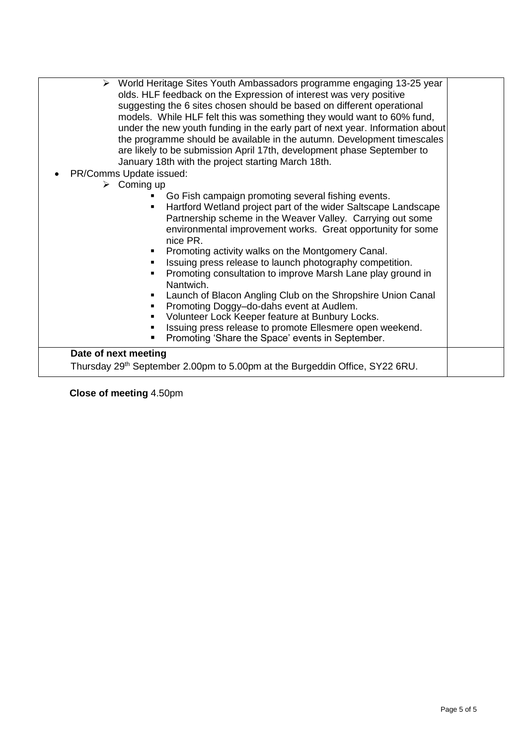| | |
|---|---|
| - World Heritage Sites Youth Ambassadors programme engaging 13-25 year olds. HLF feedback on the Expression of interest was very positive suggesting the 6 sites chosen should be based on different operational models. While HLF felt this was something they would want to 60% fund, under the new youth funding in the early part of next year. Information about the programme should be available in the autumn. Development timescales are likely to be submission April 17th, development phase September to January 18th with the project starting March 18th.<br>• PR/Comms Update issued:<br>  - Coming up<br>    ▪ Go Fish campaign promoting several fishing events.<br>    ▪ Hartford Wetland project part of the wider Saltscape Landscape Partnership scheme in the Weaver Valley. Carrying out some environmental improvement works. Great opportunity for some nice PR.<br>    ▪ Promoting activity walks on the Montgomery Canal.<br>    ▪ Issuing press release to launch photography competition.<br>    ▪ Promoting consultation to improve Marsh Lane play ground in Nantwich.<br>    ▪ Launch of Blacon Angling Club on the Shropshire Union Canal<br>    ▪ Promoting Doggy–do-dahs event at Audlem.<br>    ▪ Volunteer Lock Keeper feature at Bunbury Locks.<br>    ▪ Issuing press release to promote Ellesmere open weekend.<br>    ▪ Promoting 'Share the Space' events in September. | |
| **Date of next meeting**<br>Thursday 29th September 2.00pm to 5.00pm at the Burgeddin Office, SY22 6RU. | |

**Close of meeting** 4.50pm